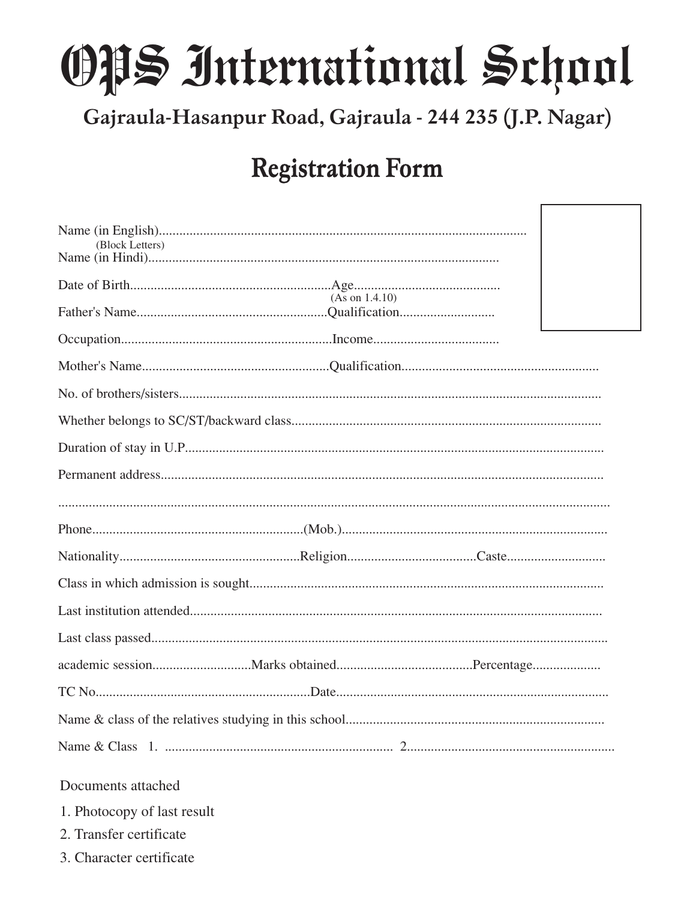# OPS International School

## Gajraula-Hasanpur Road, Gajraula - 244 235 (J.P. Nagar)

## Registration Form

Name (in English)...........................................................................................................
(Block Letters)

Name (in Hindi).......................................................................................................

Date of Birth...........................................................Age...........................................
(As on 1.4.10)

Father's Name........................................................Qualification............................

Occupation..............................................................Income.....................................

Mother's Name.......................................................Qualification..........................................................

No. of brothers/sisters...........................................................................................................

Whether belongs to SC/ST/backward class..........................................................................

Duration of stay in U.P..........................................................................................................

Permanent address.................................................................................................................

.................................................................................................................................................

Phone.............................................................(Mob.).............................................................................

Nationality....................................................Religion......................................Caste.............................

Class in which admission is sought.......................................................................................

Last institution attended........................................................................................................

Last class passed.....................................................................................................................

academic session............................Marks obtained........................................Percentage....................

TC No..............................................................Date................................................................................

Name & class of the relatives studying in this school............................................................................

Name & Class 1. .................................................................. 2............................................................

Documents attached

1. Photocopy of last result
2. Transfer certificate
3. Character certificate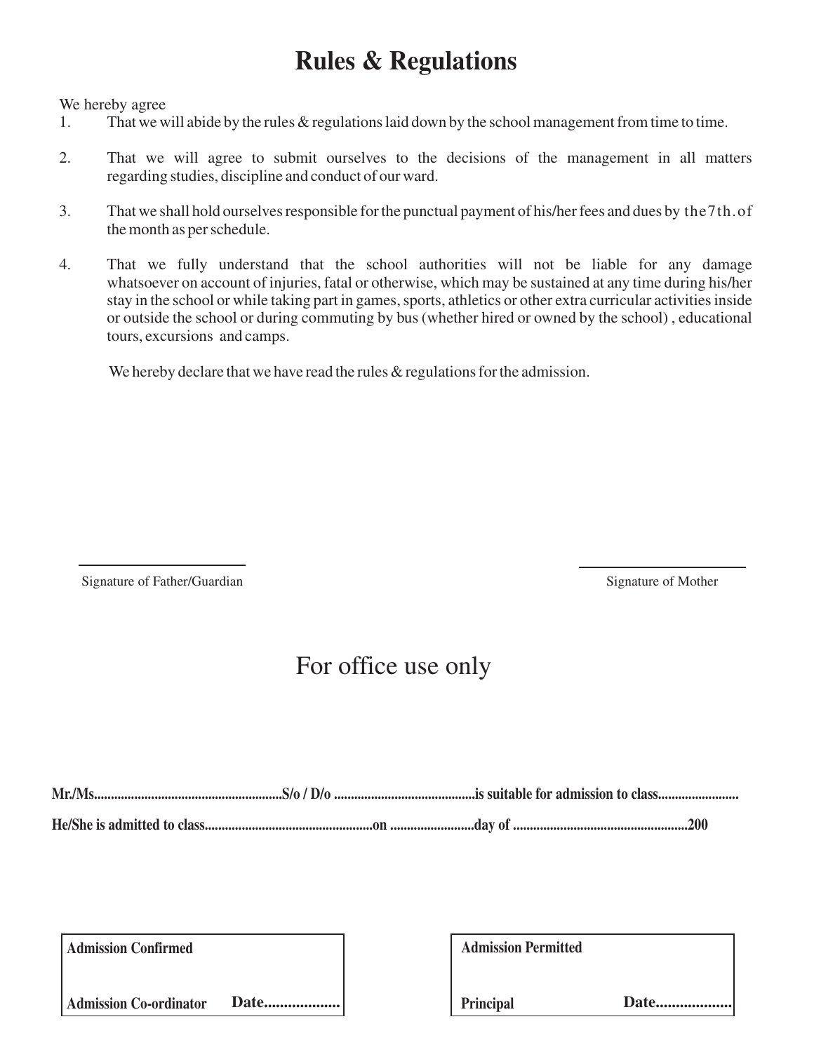# Rules & Regulations

We hereby agree

1. That we will abide by the rules & regulations laid down by the school management from time to time.

2. That we will agree to submit ourselves to the decisions of the management in all matters regarding studies, discipline and conduct of our ward.

3. That we shall hold ourselves responsible for the punctual payment of his/her fees and dues by the 7th. of the month as per schedule.

4. That we fully understand that the school authorities will not be liable for any damage whatsoever on account of injuries, fatal or otherwise, which may be sustained at any time during his/her stay in the school or while taking part in games, sports, athletics or other extra curricular activities inside or outside the school or during commuting by bus (whether hired or owned by the school) , educational tours, excursions and camps.

We hereby declare that we have read the rules & regulations for the admission.

Signature of Father/Guardian

Signature of Mother

## For office use only

**Mr./Ms.........................................................S/o / D/o ..........................................is suitable for admission to class........................**

**He/She is admitted to class..................................................on .........................day of ....................................................200**

| | |
|---|---|
| **Admission Confirmed** | **Admission Permitted** |
| **Admission Co-ordinator Date...................** | **Principal Date...................** |